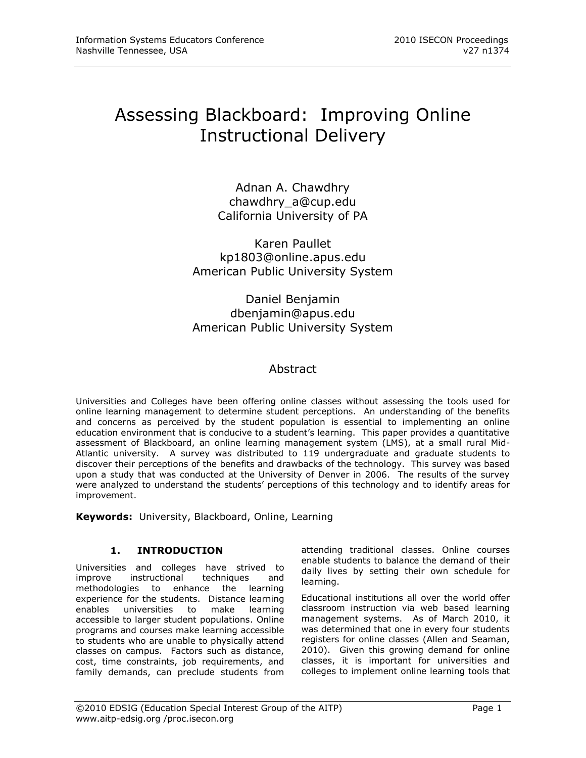# Assessing Blackboard: Improving Online Instructional Delivery

Adnan A. Chawdhry
chawdhry_a@cup.edu
California University of PA

Karen Paullet
kp1803@online.apus.edu
American Public University System

Daniel Benjamin
dbenjamin@apus.edu
American Public University System

## Abstract

Universities and Colleges have been offering online classes without assessing the tools used for online learning management to determine student perceptions. An understanding of the benefits and concerns as perceived by the student population is essential to implementing an online education environment that is conducive to a student's learning. This paper provides a quantitative assessment of Blackboard, an online learning management system (LMS), at a small rural Mid-Atlantic university. A survey was distributed to 119 undergraduate and graduate students to discover their perceptions of the benefits and drawbacks of the technology. This survey was based upon a study that was conducted at the University of Denver in 2006. The results of the survey were analyzed to understand the students' perceptions of this technology and to identify areas for improvement.

**Keywords:** University, Blackboard, Online, Learning

## 1. INTRODUCTION

Universities and colleges have strived to improve instructional techniques and methodologies to enhance the learning experience for the students. Distance learning enables universities to make learning accessible to larger student populations. Online programs and courses make learning accessible to students who are unable to physically attend classes on campus. Factors such as distance, cost, time constraints, job requirements, and family demands, can preclude students from attending traditional classes. Online courses enable students to balance the demand of their daily lives by setting their own schedule for learning.

Educational institutions all over the world offer classroom instruction via web based learning management systems. As of March 2010, it was determined that one in every four students registers for online classes (Allen and Seaman, 2010). Given this growing demand for online classes, it is important for universities and colleges to implement online learning tools that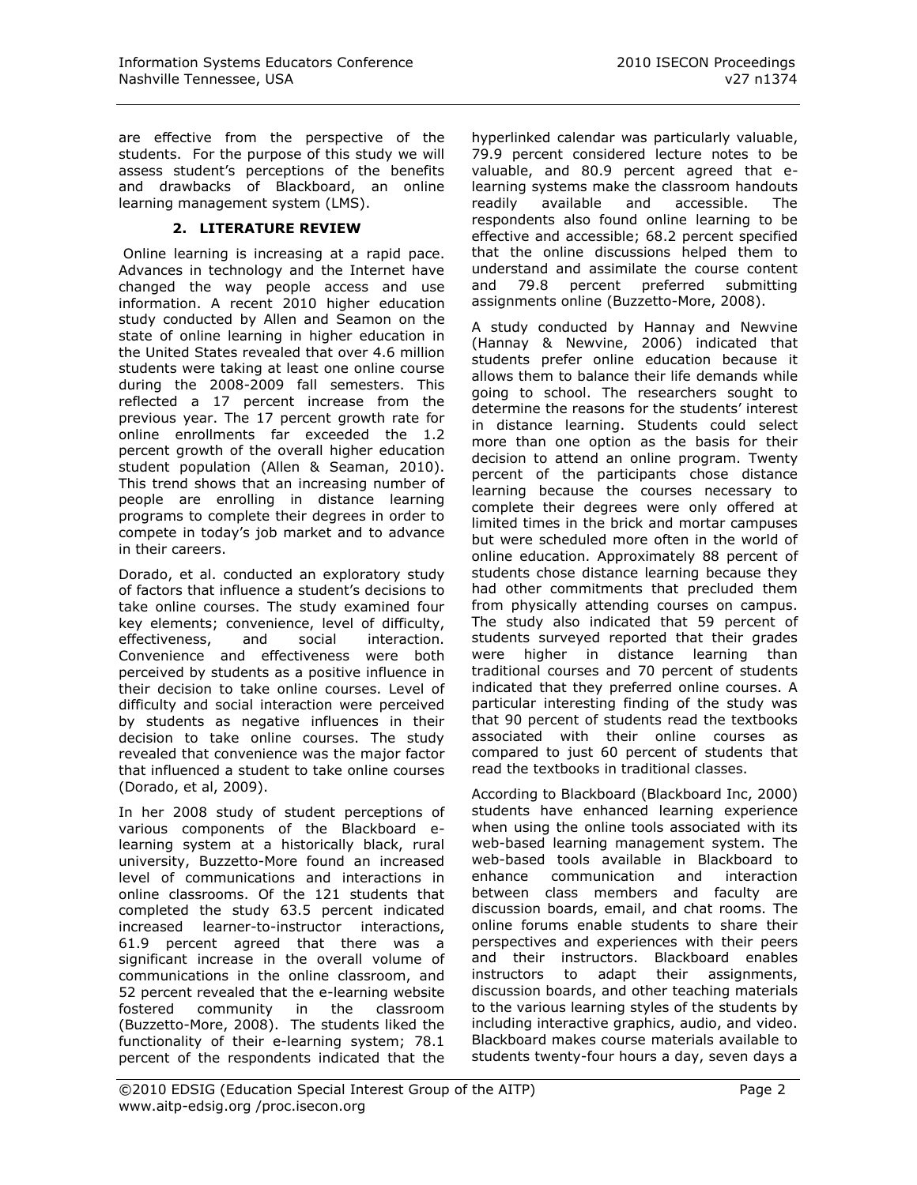are effective from the perspective of the students. For the purpose of this study we will assess student's perceptions of the benefits and drawbacks of Blackboard, an online learning management system (LMS).

## 2. LITERATURE REVIEW

Online learning is increasing at a rapid pace. Advances in technology and the Internet have changed the way people access and use information. A recent 2010 higher education study conducted by Allen and Seamon on the state of online learning in higher education in the United States revealed that over 4.6 million students were taking at least one online course during the 2008-2009 fall semesters. This reflected a 17 percent increase from the previous year. The 17 percent growth rate for online enrollments far exceeded the 1.2 percent growth of the overall higher education student population (Allen & Seaman, 2010). This trend shows that an increasing number of people are enrolling in distance learning programs to complete their degrees in order to compete in today's job market and to advance in their careers.

Dorado, et al. conducted an exploratory study of factors that influence a student's decisions to take online courses. The study examined four key elements; convenience, level of difficulty, effectiveness, and social interaction. Convenience and effectiveness were both perceived by students as a positive influence in their decision to take online courses. Level of difficulty and social interaction were perceived by students as negative influences in their decision to take online courses. The study revealed that convenience was the major factor that influenced a student to take online courses (Dorado, et al, 2009).

In her 2008 study of student perceptions of various components of the Blackboard e-learning system at a historically black, rural university, Buzzetto-More found an increased level of communications and interactions in online classrooms. Of the 121 students that completed the study 63.5 percent indicated increased learner-to-instructor interactions, 61.9 percent agreed that there was a significant increase in the overall volume of communications in the online classroom, and 52 percent revealed that the e-learning website fostered community in the classroom (Buzzetto-More, 2008). The students liked the functionality of their e-learning system; 78.1 percent of the respondents indicated that the hyperlinked calendar was particularly valuable, 79.9 percent considered lecture notes to be valuable, and 80.9 percent agreed that e-learning systems make the classroom handouts readily available and accessible. The respondents also found online learning to be effective and accessible; 68.2 percent specified that the online discussions helped them to understand and assimilate the course content and 79.8 percent preferred submitting assignments online (Buzzetto-More, 2008).

A study conducted by Hannay and Newvine (Hannay & Newvine, 2006) indicated that students prefer online education because it allows them to balance their life demands while going to school. The researchers sought to determine the reasons for the students' interest in distance learning. Students could select more than one option as the basis for their decision to attend an online program. Twenty percent of the participants chose distance learning because the courses necessary to complete their degrees were only offered at limited times in the brick and mortar campuses but were scheduled more often in the world of online education. Approximately 88 percent of students chose distance learning because they had other commitments that precluded them from physically attending courses on campus. The study also indicated that 59 percent of students surveyed reported that their grades were higher in distance learning than traditional courses and 70 percent of students indicated that they preferred online courses. A particular interesting finding of the study was that 90 percent of students read the textbooks associated with their online courses as compared to just 60 percent of students that read the textbooks in traditional classes.

According to Blackboard (Blackboard Inc, 2000) students have enhanced learning experience when using the online tools associated with its web-based learning management system. The web-based tools available in Blackboard to enhance communication and interaction between class members and faculty are discussion boards, email, and chat rooms. The online forums enable students to share their perspectives and experiences with their peers and their instructors. Blackboard enables instructors to adapt their assignments, discussion boards, and other teaching materials to the various learning styles of the students by including interactive graphics, audio, and video. Blackboard makes course materials available to students twenty-four hours a day, seven days a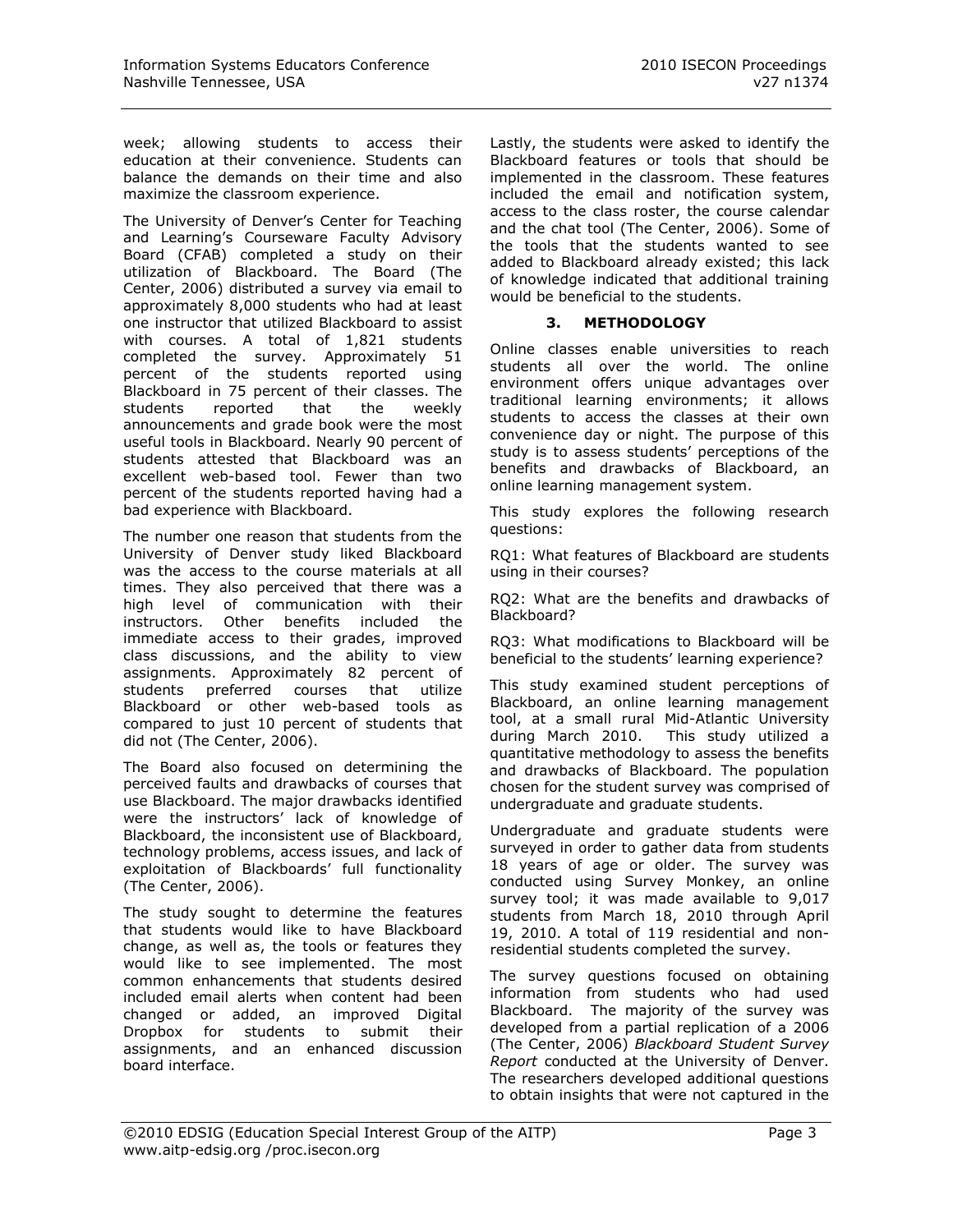week; allowing students to access their education at their convenience. Students can balance the demands on their time and also maximize the classroom experience.

The University of Denver's Center for Teaching and Learning's Courseware Faculty Advisory Board (CFAB) completed a study on their utilization of Blackboard. The Board (The Center, 2006) distributed a survey via email to approximately 8,000 students who had at least one instructor that utilized Blackboard to assist with courses. A total of 1,821 students completed the survey. Approximately 51 percent of the students reported using Blackboard in 75 percent of their classes. The students reported that the weekly announcements and grade book were the most useful tools in Blackboard. Nearly 90 percent of students attested that Blackboard was an excellent web-based tool. Fewer than two percent of the students reported having had a bad experience with Blackboard.

The number one reason that students from the University of Denver study liked Blackboard was the access to the course materials at all times. They also perceived that there was a high level of communication with their instructors. Other benefits included the immediate access to their grades, improved class discussions, and the ability to view assignments. Approximately 82 percent of students preferred courses that utilize Blackboard or other web-based tools as compared to just 10 percent of students that did not (The Center, 2006).

The Board also focused on determining the perceived faults and drawbacks of courses that use Blackboard. The major drawbacks identified were the instructors' lack of knowledge of Blackboard, the inconsistent use of Blackboard, technology problems, access issues, and lack of exploitation of Blackboards' full functionality (The Center, 2006).

The study sought to determine the features that students would like to have Blackboard change, as well as, the tools or features they would like to see implemented. The most common enhancements that students desired included email alerts when content had been changed or added, an improved Digital Dropbox for students to submit their assignments, and an enhanced discussion board interface.

Lastly, the students were asked to identify the Blackboard features or tools that should be implemented in the classroom. These features included the email and notification system, access to the class roster, the course calendar and the chat tool (The Center, 2006). Some of the tools that the students wanted to see added to Blackboard already existed; this lack of knowledge indicated that additional training would be beneficial to the students.

## 3. METHODOLOGY

Online classes enable universities to reach students all over the world. The online environment offers unique advantages over traditional learning environments; it allows students to access the classes at their own convenience day or night. The purpose of this study is to assess students' perceptions of the benefits and drawbacks of Blackboard, an online learning management system.

This study explores the following research questions:

RQ1: What features of Blackboard are students using in their courses?

RQ2: What are the benefits and drawbacks of Blackboard?

RQ3: What modifications to Blackboard will be beneficial to the students' learning experience?

This study examined student perceptions of Blackboard, an online learning management tool, at a small rural Mid-Atlantic University during March 2010. This study utilized a quantitative methodology to assess the benefits and drawbacks of Blackboard. The population chosen for the student survey was comprised of undergraduate and graduate students.

Undergraduate and graduate students were surveyed in order to gather data from students 18 years of age or older. The survey was conducted using Survey Monkey, an online survey tool; it was made available to 9,017 students from March 18, 2010 through April 19, 2010. A total of 119 residential and non-residential students completed the survey.

The survey questions focused on obtaining information from students who had used Blackboard. The majority of the survey was developed from a partial replication of a 2006 (The Center, 2006) *Blackboard Student Survey Report* conducted at the University of Denver. The researchers developed additional questions to obtain insights that were not captured in the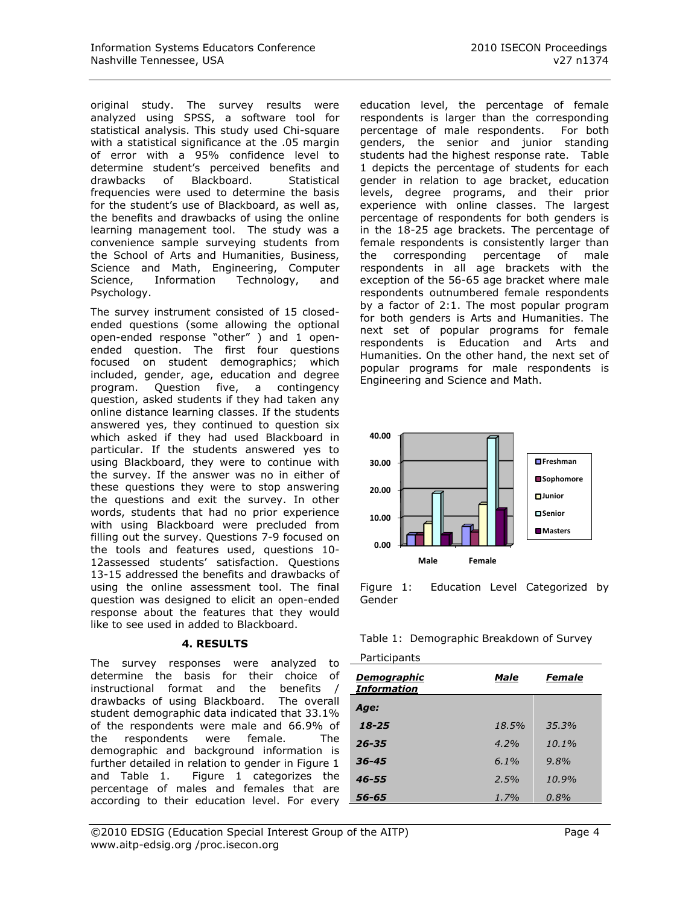original study. The survey results were analyzed using SPSS, a software tool for statistical analysis. This study used Chi-square with a statistical significance at the .05 margin of error with a 95% confidence level to determine student's perceived benefits and drawbacks of Blackboard. Statistical frequencies were used to determine the basis for the student's use of Blackboard, as well as, the benefits and drawbacks of using the online learning management tool. The study was a convenience sample surveying students from the School of Arts and Humanities, Business, Science and Math, Engineering, Computer Science, Information Technology, and Psychology.

The survey instrument consisted of 15 closed-ended questions (some allowing the optional open-ended response "other" ) and 1 open-ended question. The first four questions focused on student demographics; which included, gender, age, education and degree program. Question five, a contingency question, asked students if they had taken any online distance learning classes. If the students answered yes, they continued to question six which asked if they had used Blackboard in particular. If the students answered yes to using Blackboard, they were to continue with the survey. If the answer was no in either of these questions they were to stop answering the questions and exit the survey. In other words, students that had no prior experience with using Blackboard were precluded from filling out the survey. Questions 7-9 focused on the tools and features used, questions 10-12assessed students' satisfaction. Questions 13-15 addressed the benefits and drawbacks of using the online assessment tool. The final question was designed to elicit an open-ended response about the features that they would like to see used in added to Blackboard.

## 4. RESULTS

The survey responses were analyzed to determine the basis for their choice of instructional format and the benefits / drawbacks of using Blackboard. The overall student demographic data indicated that 33.1% of the respondents were male and 66.9% of the respondents were female. The demographic and background information is further detailed in relation to gender in Figure 1 and Table 1. Figure 1 categorizes the percentage of males and females that are according to their education level. For every education level, the percentage of female respondents is larger than the corresponding percentage of male respondents. For both genders, the senior and junior standing students had the highest response rate. Table 1 depicts the percentage of students for each gender in relation to age bracket, education levels, degree programs, and their prior experience with online classes. The largest percentage of respondents for both genders is in the 18-25 age brackets. The percentage of female respondents is consistently larger than the corresponding percentage of male respondents in all age brackets with the exception of the 56-65 age bracket where male respondents outnumbered female respondents by a factor of 2:1. The most popular program for both genders is Arts and Humanities. The next set of popular programs for female respondents is Education and Arts and Humanities. On the other hand, the next set of popular programs for male respondents is Engineering and Science and Math.

Figure 1: Education Level Categorized by Gender

Table 1: Demographic Breakdown of Survey Participants

| *Demographic Information* | *Male* | *Female* |
|---|---|---|
| ***Age:*** | | |
| ***18-25*** | *18.5%* | *35.3%* |
| ***26-35*** | *4.2%* | *10.1%* |
| ***36-45*** | *6.1%* | *9.8%* |
| ***46-55*** | *2.5%* | *10.9%* |
| ***56-65*** | *1.7%* | *0.8%* |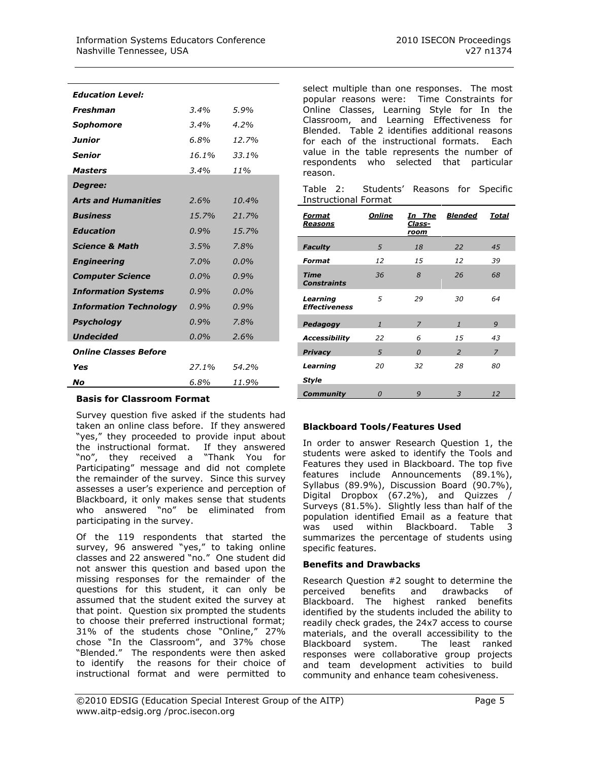| | | |
|---|---|---|
| ***Education Level:*** | | |
| ***Freshman*** | *3.4%* | *5.9%* |
| ***Sophomore*** | *3.4%* | *4.2%* |
| ***Junior*** | *6.8%* | *12.7%* |
| ***Senior*** | *16.1%* | *33.1%* |
| ***Masters*** | *3.4%* | *11%* |
| ***Degree:*** | | |
| ***Arts and Humanities*** | *2.6%* | *10.4%* |
| ***Business*** | *15.7%* | *21.7%* |
| ***Education*** | *0.9%* | *15.7%* |
| ***Science & Math*** | *3.5%* | *7.8%* |
| ***Engineering*** | *7.0%* | *0.0%* |
| ***Computer Science*** | *0.0%* | *0.9%* |
| ***Information Systems*** | *0.9%* | *0.0%* |
| ***Information Technology*** | *0.9%* | *0.9%* |
| ***Psychology*** | *0.9%* | *7.8%* |
| ***Undecided*** | *0.0%* | *2.6%* |
| ***Online Classes Before*** | | |
| ***Yes*** | *27.1%* | *54.2%* |
| ***No*** | *6.8%* | *11.9%* |

### Basis for Classroom Format

Survey question five asked if the students had taken an online class before. If they answered "yes," they proceeded to provide input about the instructional format. If they answered "no", they received a "Thank You for Participating" message and did not complete the remainder of the survey. Since this survey assesses a user's experience and perception of Blackboard, it only makes sense that students who answered "no" be eliminated from participating in the survey.

Of the 119 respondents that started the survey, 96 answered "yes," to taking online classes and 22 answered "no." One student did not answer this question and based upon the missing responses for the remainder of the questions for this student, it can only be assumed that the student exited the survey at that point. Question six prompted the students to choose their preferred instructional format; 31% of the students chose "Online," 27% chose "In the Classroom", and 37% chose "Blended." The respondents were then asked to identify the reasons for their choice of instructional format and were permitted to select multiple than one responses. The most popular reasons were: Time Constraints for Online Classes, Learning Style for In the Classroom, and Learning Effectiveness for Blended. Table 2 identifies additional reasons for each of the instructional formats. Each value in the table represents the number of respondents who selected that particular reason.

Table 2: Students' Reasons for Specific Instructional Format

| *Format Reasons* | *Online* | *In The Class-room* | *Blended* | *Total* |
|---|---|---|---|---|
| ***Faculty*** | *5* | *18* | *22* | *45* |
| ***Format*** | *12* | *15* | *12* | *39* |
| ***Time Constraints*** | *36* | *8* | *26* | *68* |
| ***Learning Effectiveness*** | *5* | *29* | *30* | *64* |
| ***Pedagogy*** | *1* | *7* | *1* | *9* |
| ***Accessibility*** | *22* | *6* | *15* | *43* |
| ***Privacy*** | *5* | *0* | *2* | *7* |
| ***Learning Style*** | *20* | *32* | *28* | *80* |
| ***Community*** | *0* | *9* | *3* | *12* |

### Blackboard Tools/Features Used

In order to answer Research Question 1, the students were asked to identify the Tools and Features they used in Blackboard. The top five features include Announcements (89.1%), Syllabus (89.9%), Discussion Board (90.7%), Digital Dropbox (67.2%), and Quizzes / Surveys (81.5%). Slightly less than half of the population identified Email as a feature that was used within Blackboard. Table 3 summarizes the percentage of students using specific features.

### Benefits and Drawbacks

Research Question #2 sought to determine the perceived benefits and drawbacks of Blackboard. The highest ranked benefits identified by the students included the ability to readily check grades, the 24x7 access to course materials, and the overall accessibility to the Blackboard system. The least ranked responses were collaborative group projects and team development activities to build community and enhance team cohesiveness.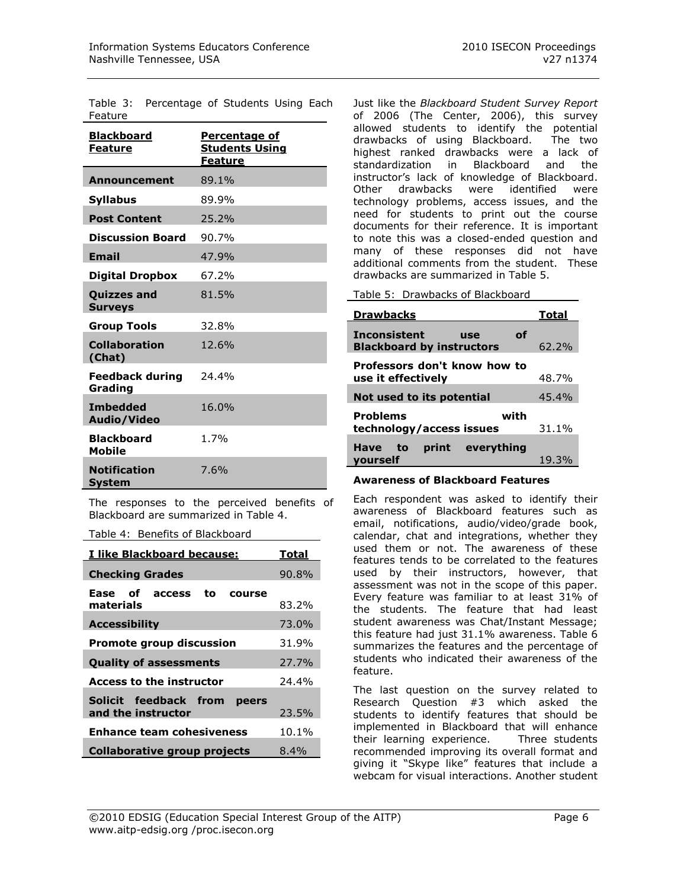Table 3: Percentage of Students Using Each Feature

| Blackboard Feature | Percentage of Students Using Feature |
|---|---|
| **Announcement** | 89.1% |
| **Syllabus** | 89.9% |
| **Post Content** | 25.2% |
| **Discussion Board** | 90.7% |
| **Email** | 47.9% |
| **Digital Dropbox** | 67.2% |
| **Quizzes and Surveys** | 81.5% |
| **Group Tools** | 32.8% |
| **Collaboration (Chat)** | 12.6% |
| **Feedback during Grading** | 24.4% |
| **Imbedded Audio/Video** | 16.0% |
| **Blackboard Mobile** | 1.7% |
| **Notification System** | 7.6% |

The responses to the perceived benefits of Blackboard are summarized in Table 4.

Table 4: Benefits of Blackboard

| I like Blackboard because: | Total |
|---|---|
| **Checking Grades** | 90.8% |
| **Ease of access to course materials** | 83.2% |
| **Accessibility** | 73.0% |
| **Promote group discussion** | 31.9% |
| **Quality of assessments** | 27.7% |
| **Access to the instructor** | 24.4% |
| **Solicit feedback from peers and the instructor** | 23.5% |
| **Enhance team cohesiveness** | 10.1% |
| **Collaborative group projects** | 8.4% |

Just like the *Blackboard Student Survey Report* of 2006 (The Center, 2006), this survey allowed students to identify the potential drawbacks of using Blackboard. The two highest ranked drawbacks were a lack of standardization in Blackboard and the instructor's lack of knowledge of Blackboard. Other drawbacks were identified were technology problems, access issues, and the need for students to print out the course documents for their reference. It is important to note this was a closed-ended question and many of these responses did not have additional comments from the student. These drawbacks are summarized in Table 5.

Table 5: Drawbacks of Blackboard

| Drawbacks | Total |
|---|---|
| **Inconsistent use of Blackboard by instructors** | 62.2% |
| **Professors don't know how to use it effectively** | 48.7% |
| **Not used to its potential** | 45.4% |
| **Problems with technology/access issues** | 31.1% |
| **Have to print everything yourself** | 19.3% |

**Awareness of Blackboard Features**

Each respondent was asked to identify their awareness of Blackboard features such as email, notifications, audio/video/grade book, calendar, chat and integrations, whether they used them or not. The awareness of these features tends to be correlated to the features used by their instructors, however, that assessment was not in the scope of this paper. Every feature was familiar to at least 31% of the students. The feature that had least student awareness was Chat/Instant Message; this feature had just 31.1% awareness. Table 6 summarizes the features and the percentage of students who indicated their awareness of the feature.

The last question on the survey related to Research Question #3 which asked the students to identify features that should be implemented in Blackboard that will enhance their learning experience. Three students recommended improving its overall format and giving it "Skype like" features that include a webcam for visual interactions. Another student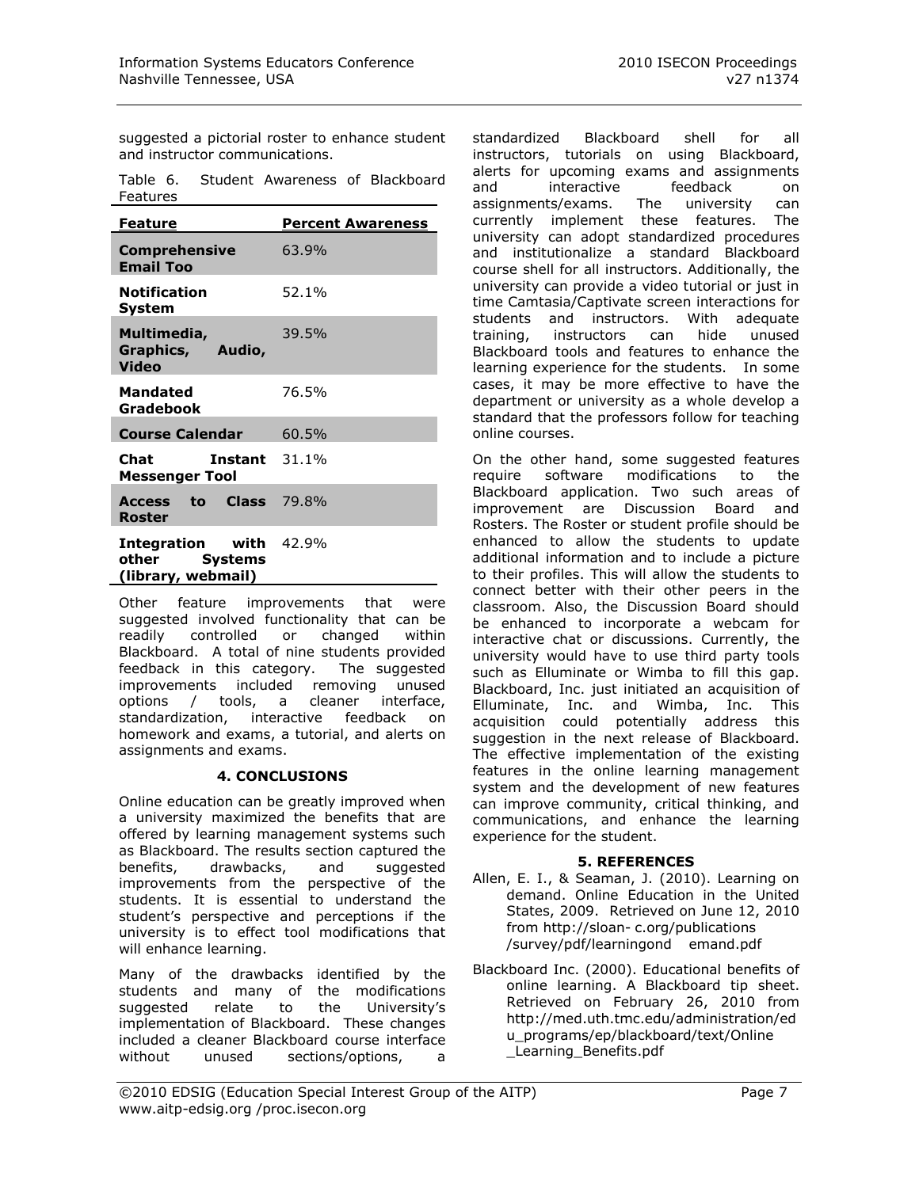suggested a pictorial roster to enhance student and instructor communications.

Table 6. Student Awareness of Blackboard Features

| Feature | Percent Awareness |
|---|---|
| **Comprehensive Email Too** | 63.9% |
| **Notification System** | 52.1% |
| **Multimedia, Graphics, Audio, Video** | 39.5% |
| **Mandated Gradebook** | 76.5% |
| **Course Calendar** | 60.5% |
| **Chat Instant Messenger Tool** | 31.1% |
| **Access to Class Roster** | 79.8% |
| **Integration with other Systems (library, webmail)** | 42.9% |

Other feature improvements that were suggested involved functionality that can be readily controlled or changed within Blackboard. A total of nine students provided feedback in this category. The suggested improvements included removing unused options / tools, a cleaner interface, standardization, interactive feedback on homework and exams, a tutorial, and alerts on assignments and exams.

## 4. CONCLUSIONS

Online education can be greatly improved when a university maximized the benefits that are offered by learning management systems such as Blackboard. The results section captured the benefits, drawbacks, and suggested improvements from the perspective of the students. It is essential to understand the student's perspective and perceptions if the university is to effect tool modifications that will enhance learning.

Many of the drawbacks identified by the students and many of the modifications suggested relate to the University's implementation of Blackboard. These changes included a cleaner Blackboard course interface without unused sections/options, a standardized Blackboard shell for all instructors, tutorials on using Blackboard, alerts for upcoming exams and assignments and interactive feedback on assignments/exams. The university can currently implement these features. The university can adopt standardized procedures and institutionalize a standard Blackboard course shell for all instructors. Additionally, the university can provide a video tutorial or just in time Camtasia/Captivate screen interactions for students and instructors. With adequate training, instructors can hide unused Blackboard tools and features to enhance the learning experience for the students. In some cases, it may be more effective to have the department or university as a whole develop a standard that the professors follow for teaching online courses.

On the other hand, some suggested features require software modifications to the Blackboard application. Two such areas of improvement are Discussion Board and Rosters. The Roster or student profile should be enhanced to allow the students to update additional information and to include a picture to their profiles. This will allow the students to connect better with their other peers in the classroom. Also, the Discussion Board should be enhanced to incorporate a webcam for interactive chat or discussions. Currently, the university would have to use third party tools such as Elluminate or Wimba to fill this gap. Blackboard, Inc. just initiated an acquisition of Elluminate, Inc. and Wimba, Inc. This acquisition could potentially address this suggestion in the next release of Blackboard. The effective implementation of the existing features in the online learning management system and the development of new features can improve community, critical thinking, and communications, and enhance the learning experience for the student.

## 5. REFERENCES

Allen, E. I., & Seaman, J. (2010). Learning on demand. Online Education in the United States, 2009. Retrieved on June 12, 2010 from http://sloan- c.org/publications /survey/pdf/learningond emand.pdf

Blackboard Inc. (2000). Educational benefits of online learning. A Blackboard tip sheet. Retrieved on February 26, 2010 from http://med.uth.tmc.edu/administration/edu_programs/ep/blackboard/text/Online_Learning_Benefits.pdf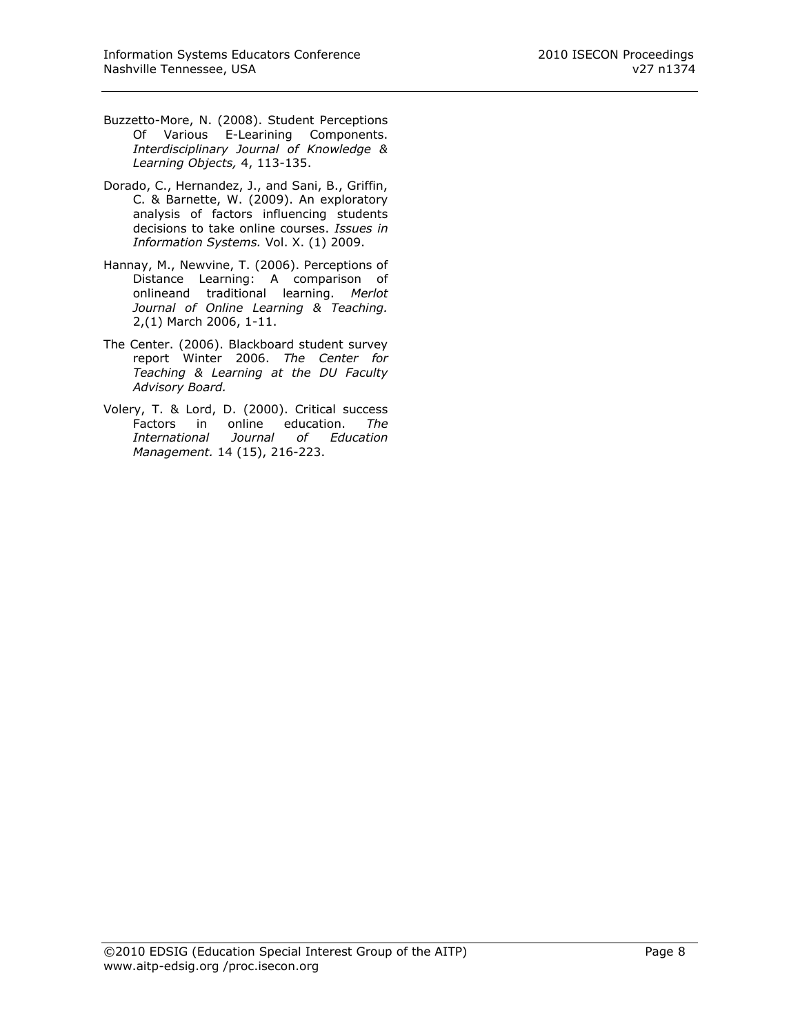Buzzetto-More, N. (2008). Student Perceptions Of Various E-Learining Components. *Interdisciplinary Journal of Knowledge & Learning Objects,* 4, 113-135.

Dorado, C., Hernandez, J., and Sani, B., Griffin, C. & Barnette, W. (2009). An exploratory analysis of factors influencing students decisions to take online courses. *Issues in Information Systems.* Vol. X. (1) 2009.

Hannay, M., Newvine, T. (2006). Perceptions of Distance Learning: A comparison of onlineand traditional learning. *Merlot Journal of Online Learning & Teaching.* 2,(1) March 2006, 1-11.

The Center. (2006). Blackboard student survey report Winter 2006. *The Center for Teaching & Learning at the DU Faculty Advisory Board.*

Volery, T. & Lord, D. (2000). Critical success Factors in online education. *The International Journal of Education Management.* 14 (15), 216-223.